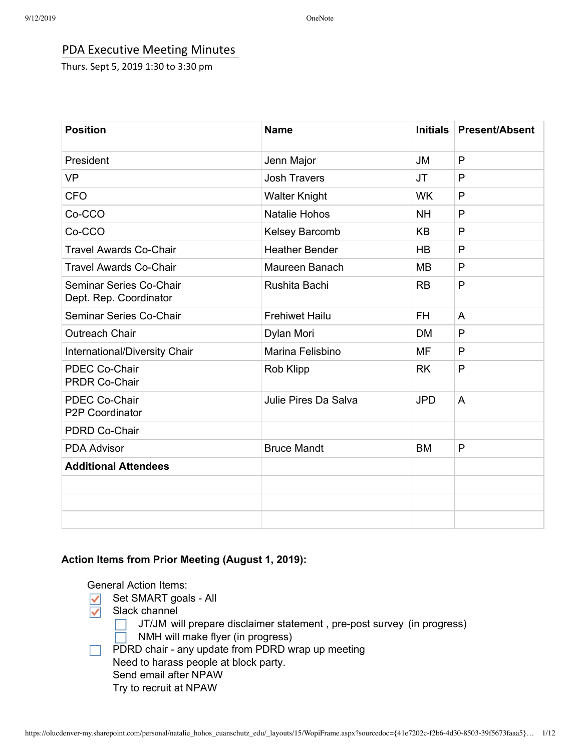# PDA Executive Meeting Minutes

Thurs. Sept 5, 2019 1:30 to 3:30 pm

| Position | Name | Initials | Present/Absent |
|---|---|---|---|
| President | Jenn Major | JM | P |
| VP | Josh Travers | JT | P |
| CFO | Walter Knight | WK | P |
| Co-CCO | Natalie Hohos | NH | P |
| Co-CCO | Kelsey Barcomb | KB | P |
| Travel Awards Co-Chair | Heather Bender | HB | P |
| Travel Awards Co-Chair | Maureen Banach | MB | P |
| Seminar Series Co-Chair<br>Dept. Rep. Coordinator | Rushita Bachi | RB | P |
| Seminar Series Co-Chair | Frehiwet Hailu | FH | A |
| Outreach Chair | Dylan Mori | DM | P |
| International/Diversity Chair | Marina Felisbino | MF | P |
| PDEC Co-Chair<br>PRDR Co-Chair | Rob Klipp | RK | P |
| PDEC Co-Chair<br>P2P Coordinator | Julie Pires Da Salva | JPD | A |
| PDRD Co-Chair | | | |
| PDA Advisor | Bruce Mandt | BM | P |
| **Additional Attendees** | | | |
| | | | |
| | | | |
| | | | |

**Action Items from Prior Meeting (August 1, 2019):**

General Action Items:

- [x] Set SMART goals - All
- [x] Slack channel
  - [ ] JT/JM will prepare disclaimer statement , pre-post survey (in progress)
  - [ ] NMH will make flyer (in progress)
- [ ] PDRD chair - any update from PDRD wrap up meeting
  Need to harass people at block party.
  Send email after NPAW
  Try to recruit at NPAW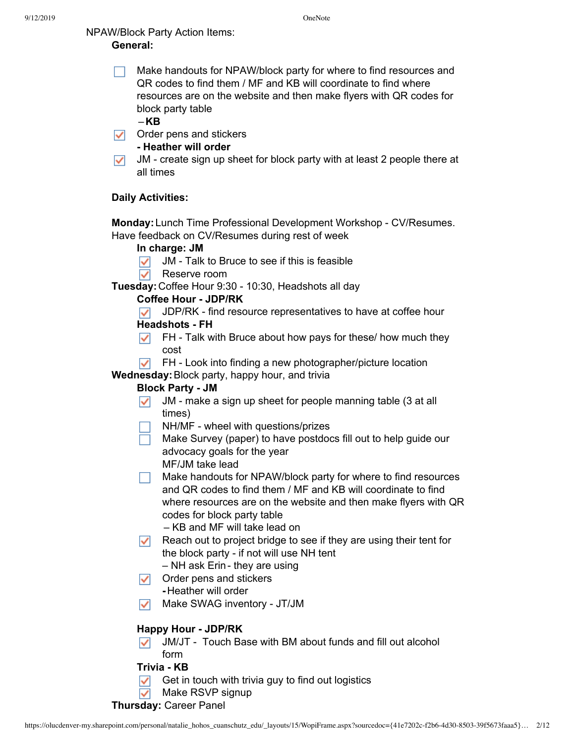NPAW/Block Party Action Items:

**General:**

- [ ] Make handouts for NPAW/block party for where to find resources and QR codes to find them / MF and KB will coordinate to find where resources are on the website and then make flyers with QR codes for block party table
  – **KB**
- [x] Order pens and stickers
  **- Heather will order**
- [x] JM - create sign up sheet for block party with at least 2 people there at all times

**Daily Activities:**

**Monday:** Lunch Time Professional Development Workshop - CV/Resumes. Have feedback on CV/Resumes during rest of week

**In charge: JM**

- [x] JM - Talk to Bruce to see if this is feasible
- [x] Reserve room

**Tuesday:** Coffee Hour 9:30 - 10:30, Headshots all day

**Coffee Hour - JDP/RK**

- [x] JDP/RK - find resource representatives to have at coffee hour

**Headshots - FH**

- [x] FH - Talk with Bruce about how pays for these/ how much they cost
- [x] FH - Look into finding a new photographer/picture location

**Wednesday:** Block party, happy hour, and trivia

**Block Party - JM**

- [x] JM - make a sign up sheet for people manning table (3 at all times)
- [ ] NH/MF - wheel with questions/prizes
- [ ] Make Survey (paper) to have postdocs fill out to help guide our advocacy goals for the year
  MF/JM take lead
- [ ] Make handouts for NPAW/block party for where to find resources and QR codes to find them / MF and KB will coordinate to find where resources are on the website and then make flyers with QR codes for block party table
  – KB and MF will take lead on
- [x] Reach out to project bridge to see if they are using their tent for the block party - if not will use NH tent
  – NH ask Erin - they are using
- [x] Order pens and stickers
  **-** Heather will order
- [x] Make SWAG inventory - JT/JM

**Happy Hour - JDP/RK**

- [x] JM/JT - Touch Base with BM about funds and fill out alcohol form

**Trivia - KB**

- [x] Get in touch with trivia guy to find out logistics
- [x] Make RSVP signup

**Thursday:** Career Panel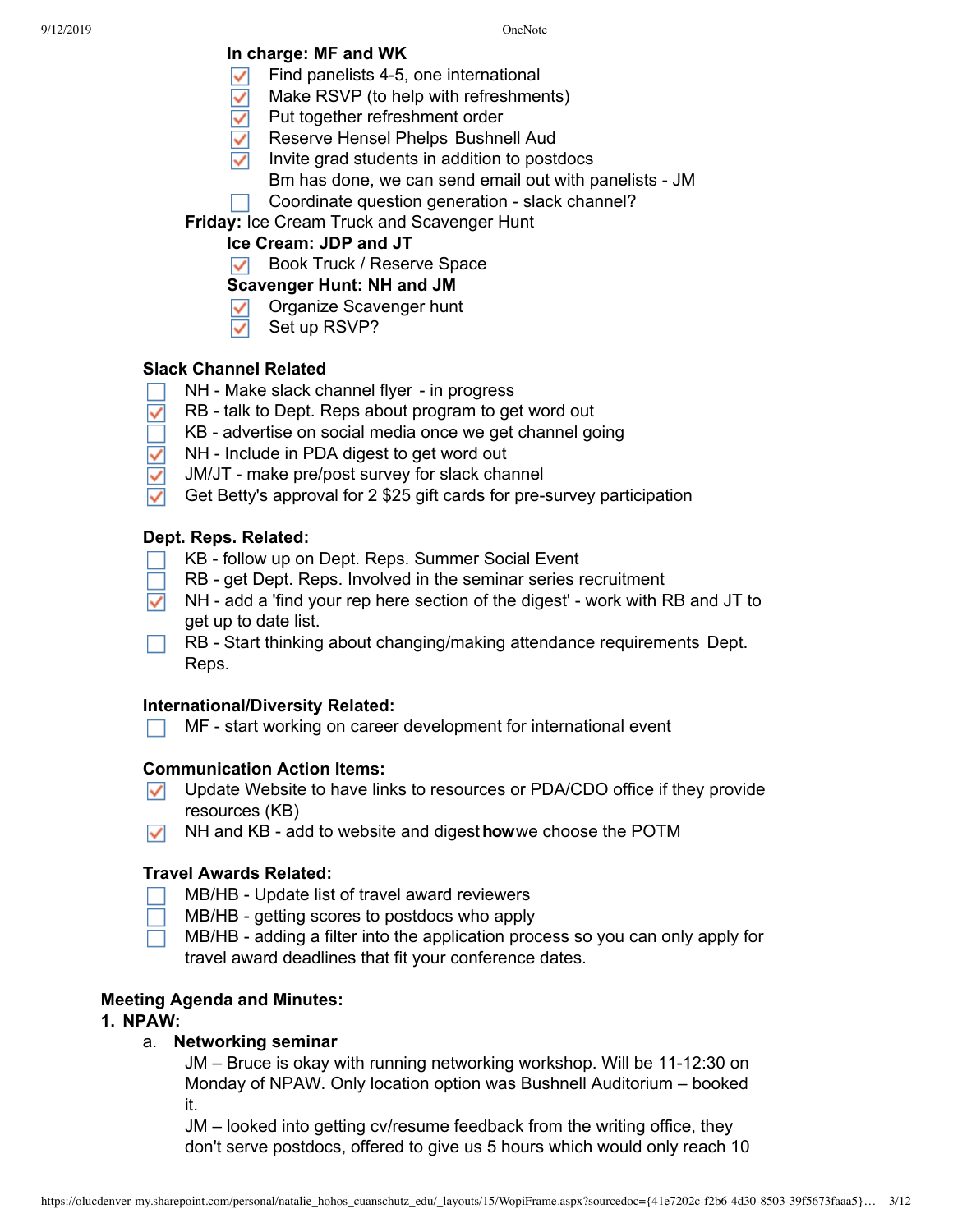**In charge: MF and WK**

- [x] Find panelists 4-5, one international
- [x] Make RSVP (to help with refreshments)
- [x] Put together refreshment order
- [x] Reserve ~~Hensel Phelps~~ Bushnell Aud
- [x] Invite grad students in addition to postdocs
  Bm has done, we can send email out with panelists - JM
- [ ] Coordinate question generation - slack channel?

**Friday:** Ice Cream Truck and Scavenger Hunt

**Ice Cream: JDP and JT**

- [x] Book Truck / Reserve Space

**Scavenger Hunt: NH and JM**

- [x] Organize Scavenger hunt
- [x] Set up RSVP?

**Slack Channel Related**

- [ ] NH - Make slack channel flyer - in progress
- [x] RB - talk to Dept. Reps about program to get word out
- [ ] KB - advertise on social media once we get channel going
- [x] NH - Include in PDA digest to get word out
- [x] JM/JT - make pre/post survey for slack channel
- [x] Get Betty's approval for 2 $25 gift cards for pre-survey participation

**Dept. Reps. Related:**

- [ ] KB - follow up on Dept. Reps. Summer Social Event
- [ ] RB - get Dept. Reps. Involved in the seminar series recruitment
- [x] NH - add a 'find your rep here section of the digest' - work with RB and JT to get up to date list.
- [ ] RB - Start thinking about changing/making attendance requirements Dept. Reps.

**International/Diversity Related:**

- [ ] MF - start working on career development for international event

**Communication Action Items:**

- [x] Update Website to have links to resources or PDA/CDO office if they provide resources (KB)
- [x] NH and KB - add to website and digest **how** we choose the POTM

**Travel Awards Related:**

- [ ] MB/HB - Update list of travel award reviewers
- [ ] MB/HB - getting scores to postdocs who apply
- [ ] MB/HB - adding a filter into the application process so you can only apply for travel award deadlines that fit your conference dates.

**Meeting Agenda and Minutes:**

**1. NPAW:**

a. **Networking seminar**

JM – Bruce is okay with running networking workshop. Will be 11-12:30 on Monday of NPAW. Only location option was Bushnell Auditorium – booked it.

JM – looked into getting cv/resume feedback from the writing office, they don't serve postdocs, offered to give us 5 hours which would only reach 10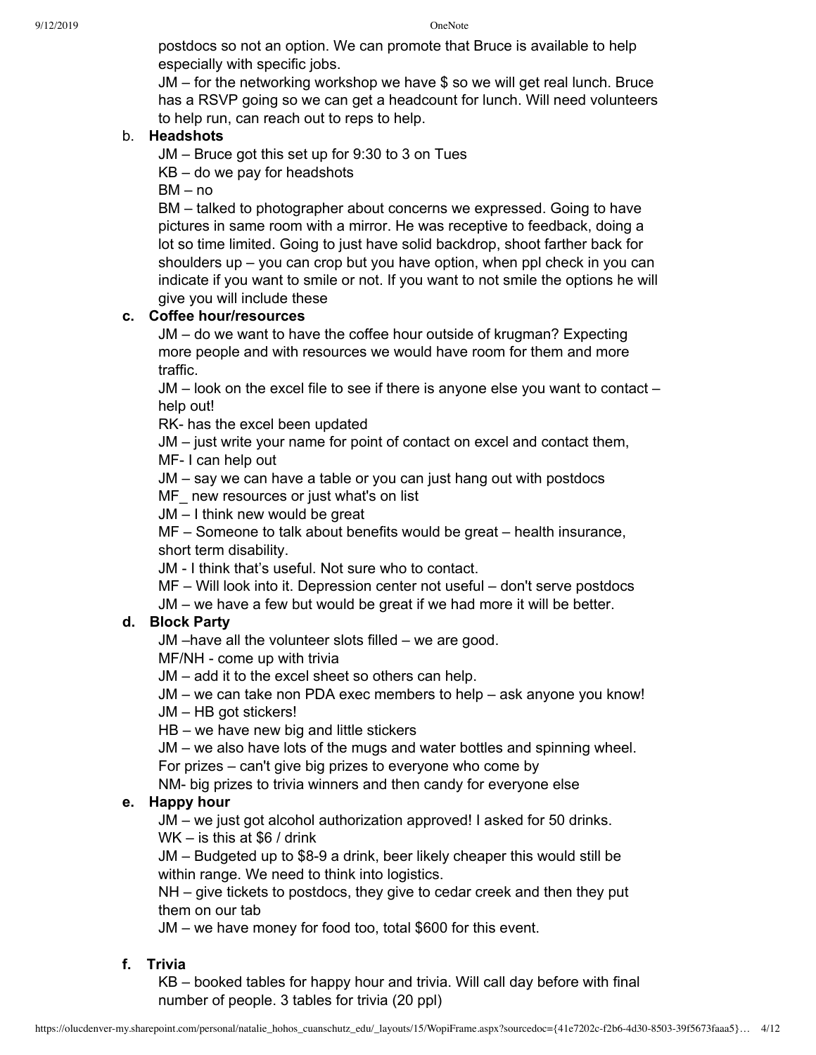postdocs so not an option. We can promote that Bruce is available to help especially with specific jobs.

JM – for the networking workshop we have $ so we will get real lunch. Bruce has a RSVP going so we can get a headcount for lunch. Will need volunteers to help run, can reach out to reps to help.

b. **Headshots**

JM – Bruce got this set up for 9:30 to 3 on Tues

KB – do we pay for headshots

BM – no

BM – talked to photographer about concerns we expressed. Going to have pictures in same room with a mirror. He was receptive to feedback, doing a lot so time limited. Going to just have solid backdrop, shoot farther back for shoulders up – you can crop but you have option, when ppl check in you can indicate if you want to smile or not. If you want to not smile the options he will give you will include these

c. **Coffee hour/resources**

JM – do we want to have the coffee hour outside of krugman? Expecting more people and with resources we would have room for them and more traffic.

JM – look on the excel file to see if there is anyone else you want to contact – help out!

RK- has the excel been updated

JM – just write your name for point of contact on excel and contact them,

MF- I can help out

JM – say we can have a table or you can just hang out with postdocs

MF_ new resources or just what's on list

JM – I think new would be great

MF – Someone to talk about benefits would be great – health insurance, short term disability.

JM - I think that's useful. Not sure who to contact.

MF – Will look into it. Depression center not useful – don't serve postdocs

JM – we have a few but would be great if we had more it will be better.

d. **Block Party**

JM –have all the volunteer slots filled – we are good.

MF/NH - come up with trivia

JM – add it to the excel sheet so others can help.

JM – we can take non PDA exec members to help – ask anyone you know!

JM – HB got stickers!

HB – we have new big and little stickers

JM – we also have lots of the mugs and water bottles and spinning wheel. For prizes – can't give big prizes to everyone who come by

NM- big prizes to trivia winners and then candy for everyone else

e. **Happy hour**

JM – we just got alcohol authorization approved! I asked for 50 drinks.

WK – is this at $6 / drink

JM – Budgeted up to $8-9 a drink, beer likely cheaper this would still be within range. We need to think into logistics.

NH – give tickets to postdocs, they give to cedar creek and then they put them on our tab

JM – we have money for food too, total $600 for this event.

f. **Trivia**

KB – booked tables for happy hour and trivia. Will call day before with final number of people. 3 tables for trivia (20 ppl)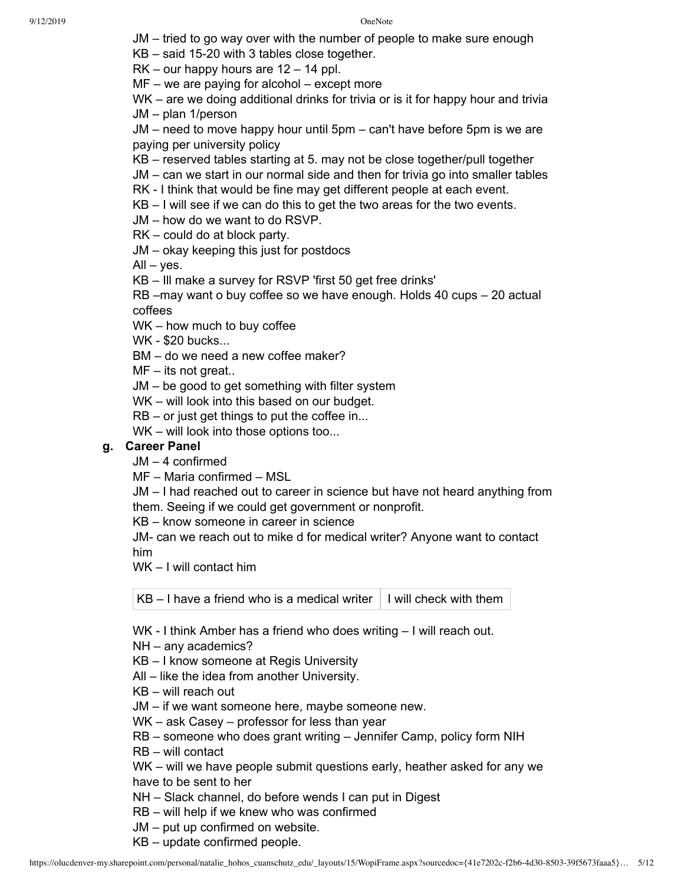JM – tried to go way over with the number of people to make sure enough

KB – said 15-20 with 3 tables close together.

RK – our happy hours are 12 – 14 ppl.

MF – we are paying for alcohol – except more

WK – are we doing additional drinks for trivia or is it for happy hour and trivia

JM – plan 1/person

JM – need to move happy hour until 5pm – can't have before 5pm is we are paying per university policy

KB – reserved tables starting at 5. may not be close together/pull together

JM – can we start in our normal side and then for trivia go into smaller tables

RK - I think that would be fine may get different people at each event.

KB – I will see if we can do this to get the two areas for the two events.

JM – how do we want to do RSVP.

RK – could do at block party.

JM – okay keeping this just for postdocs

All – yes.

KB – Ill make a survey for RSVP 'first 50 get free drinks'

RB –may want o buy coffee so we have enough. Holds 40 cups – 20 actual coffees

WK – how much to buy coffee

WK - $20 bucks...

BM – do we need a new coffee maker?

MF – its not great..

JM – be good to get something with filter system

WK – will look into this based on our budget.

RB – or just get things to put the coffee in...

WK – will look into those options too...

**g. Career Panel**

JM – 4 confirmed

MF – Maria confirmed – MSL

JM – I had reached out to career in science but have not heard anything from them. Seeing if we could get government or nonprofit.

KB – know someone in career in science

JM- can we reach out to mike d for medical writer? Anyone want to contact him

WK – I will contact him

| KB – I have a friend who is a medical writer | I will check with them |
| --- | --- |

WK - I think Amber has a friend who does writing – I will reach out.

NH – any academics?

KB – I know someone at Regis University

All – like the idea from another University.

KB – will reach out

JM – if we want someone here, maybe someone new.

WK – ask Casey – professor for less than year

RB – someone who does grant writing – Jennifer Camp, policy form NIH

RB – will contact

WK – will we have people submit questions early, heather asked for any we have to be sent to her

NH – Slack channel, do before wends I can put in Digest

RB – will help if we knew who was confirmed

JM – put up confirmed on website.

KB – update confirmed people.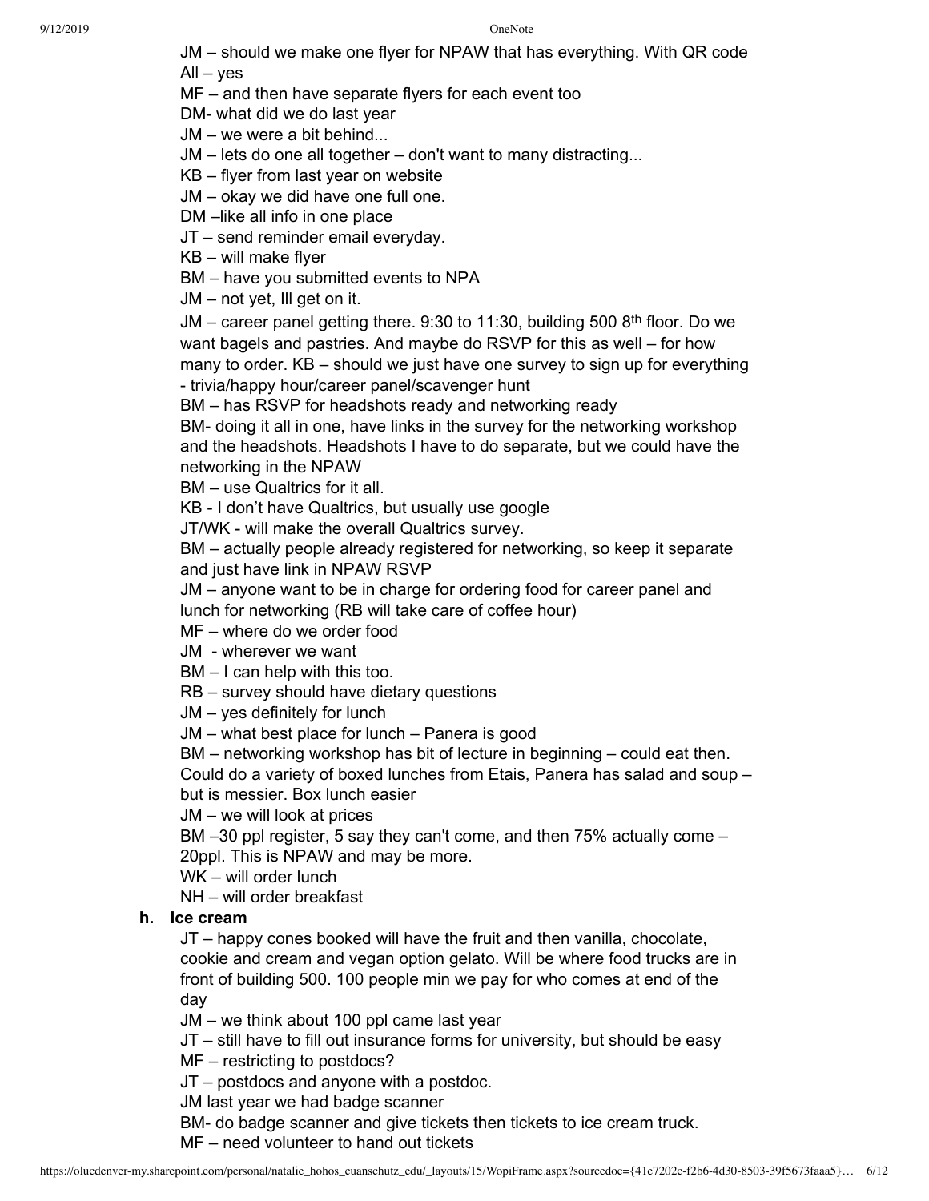JM – should we make one flyer for NPAW that has everything. With QR code
All – yes
MF – and then have separate flyers for each event too
DM- what did we do last year
JM – we were a bit behind...
JM – lets do one all together – don't want to many distracting...
KB – flyer from last year on website
JM – okay we did have one full one.
DM –like all info in one place
JT – send reminder email everyday.
KB – will make flyer
BM – have you submitted events to NPA
JM – not yet, Ill get on it.
JM – career panel getting there. 9:30 to 11:30, building 500 8th floor. Do we want bagels and pastries. And maybe do RSVP for this as well – for how many to order. KB – should we just have one survey to sign up for everything - trivia/happy hour/career panel/scavenger hunt
BM – has RSVP for headshots ready and networking ready
BM- doing it all in one, have links in the survey for the networking workshop and the headshots. Headshots I have to do separate, but we could have the networking in the NPAW
BM – use Qualtrics for it all.
KB - I don't have Qualtrics, but usually use google
JT/WK - will make the overall Qualtrics survey.
BM – actually people already registered for networking, so keep it separate and just have link in NPAW RSVP
JM – anyone want to be in charge for ordering food for career panel and lunch for networking (RB will take care of coffee hour)
MF – where do we order food
JM - wherever we want
BM – I can help with this too.
RB – survey should have dietary questions
JM – yes definitely for lunch
JM – what best place for lunch – Panera is good
BM – networking workshop has bit of lecture in beginning – could eat then. Could do a variety of boxed lunches from Etais, Panera has salad and soup – but is messier. Box lunch easier
JM – we will look at prices
BM –30 ppl register, 5 say they can't come, and then 75% actually come – 20ppl. This is NPAW and may be more.
WK – will order lunch
NH – will order breakfast

**h. Ice cream**

JT – happy cones booked will have the fruit and then vanilla, chocolate, cookie and cream and vegan option gelato. Will be where food trucks are in front of building 500. 100 people min we pay for who comes at end of the day
JM – we think about 100 ppl came last year
JT – still have to fill out insurance forms for university, but should be easy
MF – restricting to postdocs?
JT – postdocs and anyone with a postdoc.
JM last year we had badge scanner
BM- do badge scanner and give tickets then tickets to ice cream truck.
MF – need volunteer to hand out tickets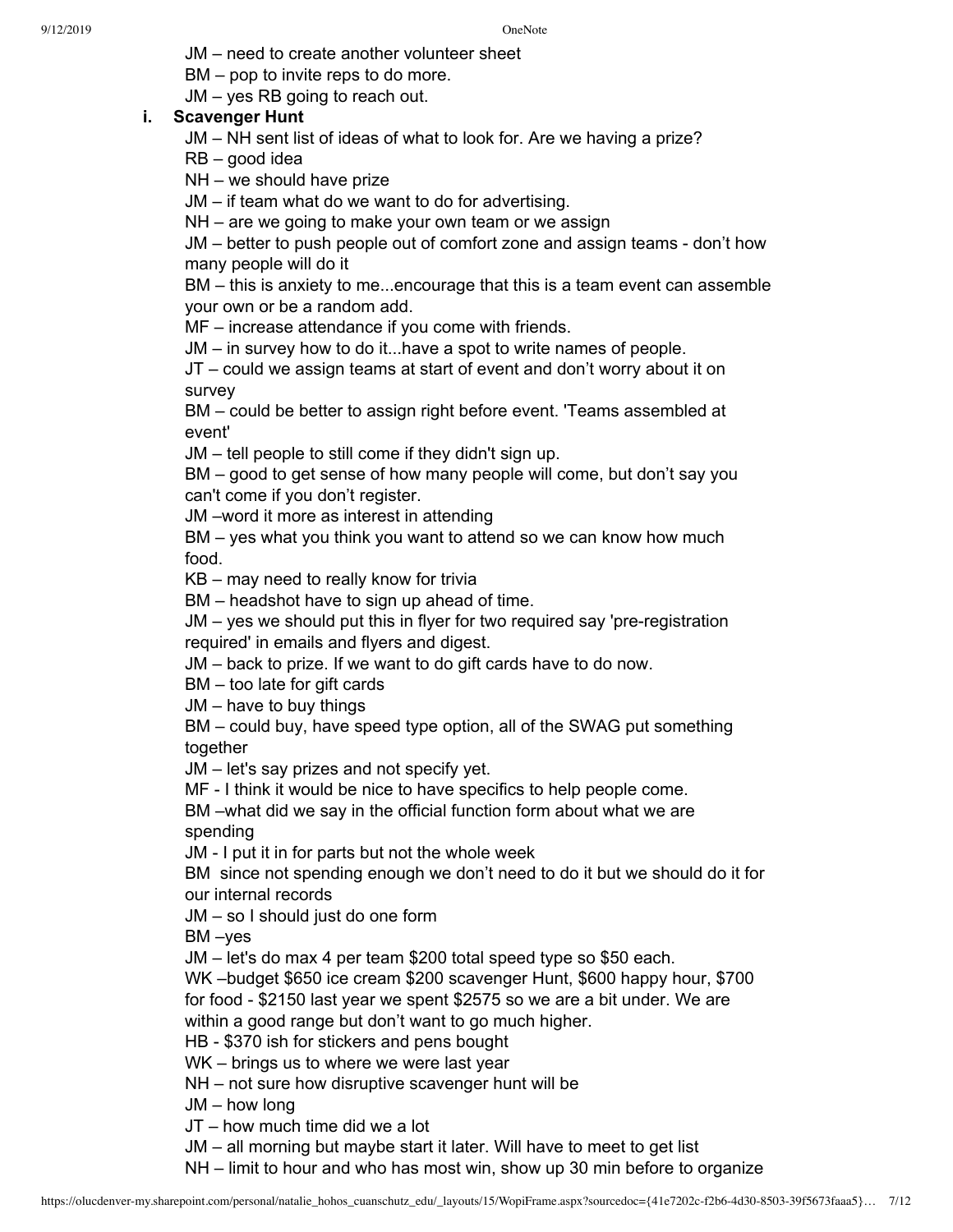JM – need to create another volunteer sheet

BM – pop to invite reps to do more.

JM – yes RB going to reach out.

**i. Scavenger Hunt**

JM – NH sent list of ideas of what to look for. Are we having a prize?

RB – good idea

NH – we should have prize

JM – if team what do we want to do for advertising.

NH – are we going to make your own team or we assign

JM – better to push people out of comfort zone and assign teams - don't how many people will do it

BM – this is anxiety to me...encourage that this is a team event can assemble your own or be a random add.

MF – increase attendance if you come with friends.

JM – in survey how to do it...have a spot to write names of people.

JT – could we assign teams at start of event and don't worry about it on survey

BM – could be better to assign right before event. 'Teams assembled at event'

JM – tell people to still come if they didn't sign up.

BM – good to get sense of how many people will come, but don't say you can't come if you don't register.

JM –word it more as interest in attending

BM – yes what you think you want to attend so we can know how much food.

KB – may need to really know for trivia

BM – headshot have to sign up ahead of time.

JM – yes we should put this in flyer for two required say 'pre-registration required' in emails and flyers and digest.

JM – back to prize. If we want to do gift cards have to do now.

BM – too late for gift cards

JM – have to buy things

BM – could buy, have speed type option, all of the SWAG put something together

JM – let's say prizes and not specify yet.

MF - I think it would be nice to have specifics to help people come.

BM –what did we say in the official function form about what we are spending

JM - I put it in for parts but not the whole week

BM since not spending enough we don't need to do it but we should do it for our internal records

JM – so I should just do one form

BM –yes

JM – let's do max 4 per team $200 total speed type so $50 each.

WK –budget $650 ice cream $200 scavenger Hunt, $600 happy hour, $700 for food - $2150 last year we spent $2575 so we are a bit under. We are within a good range but don't want to go much higher.

HB - $370 ish for stickers and pens bought

WK – brings us to where we were last year

NH – not sure how disruptive scavenger hunt will be

JM – how long

JT – how much time did we a lot

JM – all morning but maybe start it later. Will have to meet to get list

NH – limit to hour and who has most win, show up 30 min before to organize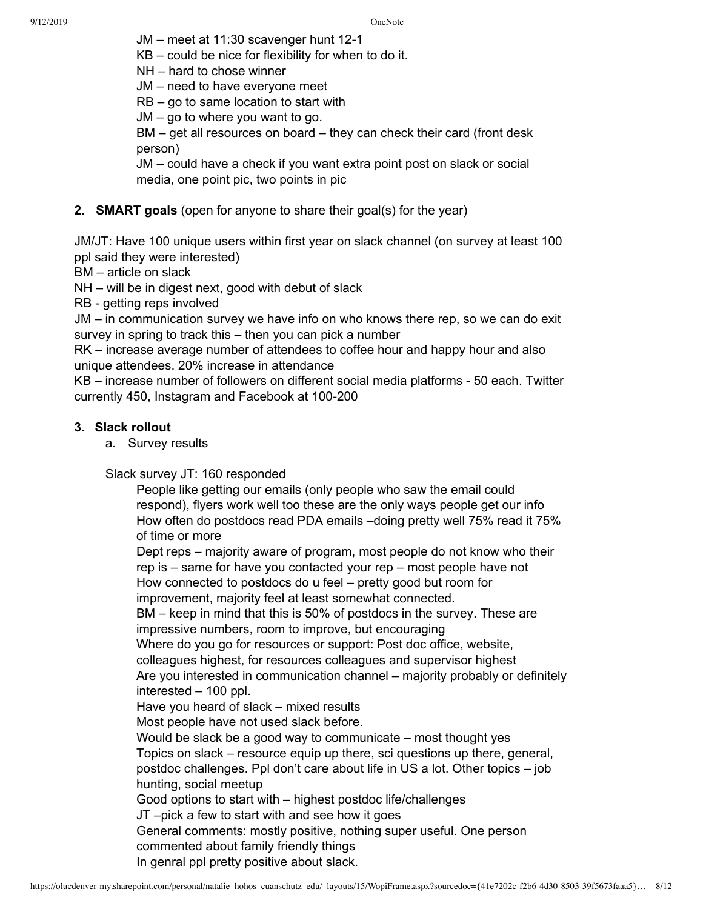JM – meet at 11:30 scavenger hunt 12-1
KB – could be nice for flexibility for when to do it.
NH – hard to chose winner
JM – need to have everyone meet
RB – go to same location to start with
JM – go to where you want to go.
BM – get all resources on board – they can check their card (front desk person)
JM – could have a check if you want extra point post on slack or social media, one point pic, two points in pic

2. **SMART goals** (open for anyone to share their goal(s) for the year)

JM/JT: Have 100 unique users within first year on slack channel (on survey at least 100 ppl said they were interested)
BM – article on slack
NH – will be in digest next, good with debut of slack
RB - getting reps involved
JM – in communication survey we have info on who knows there rep, so we can do exit survey in spring to track this – then you can pick a number
RK – increase average number of attendees to coffee hour and happy hour and also unique attendees. 20% increase in attendance
KB – increase number of followers on different social media platforms - 50 each. Twitter currently 450, Instagram and Facebook at 100-200

3. **Slack rollout**
   a. Survey results

Slack survey JT: 160 responded

People like getting our emails (only people who saw the email could respond), flyers work well too these are the only ways people get our info
How often do postdocs read PDA emails –doing pretty well 75% read it 75% of time or more
Dept reps – majority aware of program, most people do not know who their rep is – same for have you contacted your rep – most people have not
How connected to postdocs do u feel – pretty good but room for improvement, majority feel at least somewhat connected.
BM – keep in mind that this is 50% of postdocs in the survey. These are impressive numbers, room to improve, but encouraging
Where do you go for resources or support: Post doc office, website, colleagues highest, for resources colleagues and supervisor highest
Are you interested in communication channel – majority probably or definitely interested – 100 ppl.
Have you heard of slack – mixed results
Most people have not used slack before.
Would be slack be a good way to communicate – most thought yes
Topics on slack – resource equip up there, sci questions up there, general, postdoc challenges. Ppl don't care about life in US a lot. Other topics – job hunting, social meetup
Good options to start with – highest postdoc life/challenges
JT –pick a few to start with and see how it goes
General comments: mostly positive, nothing super useful. One person commented about family friendly things
In genral ppl pretty positive about slack.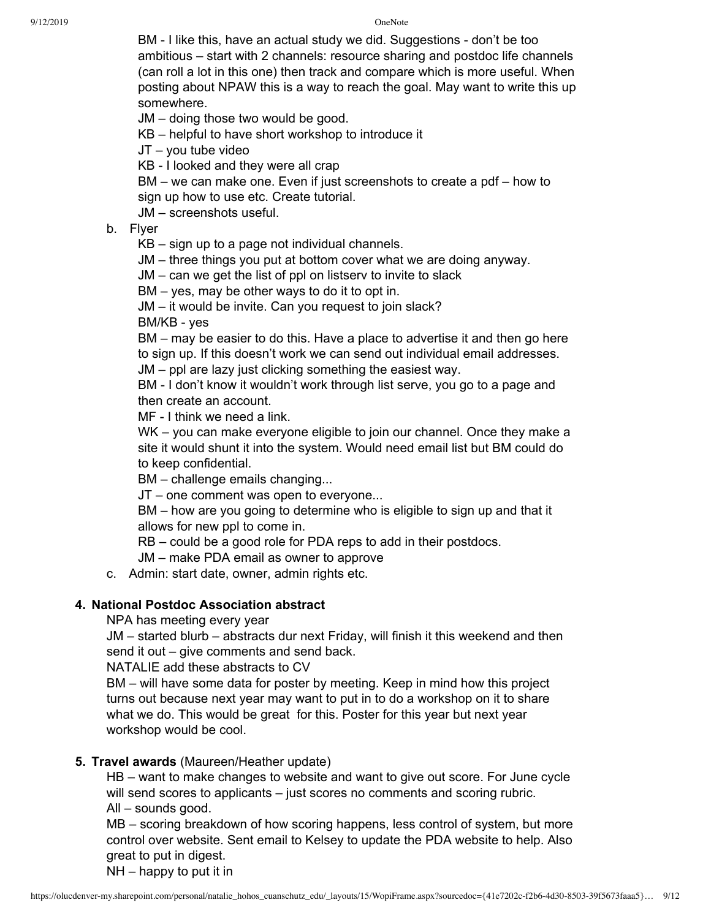BM - I like this, have an actual study we did. Suggestions - don't be too ambitious – start with 2 channels: resource sharing and postdoc life channels (can roll a lot in this one) then track and compare which is more useful. When posting about NPAW this is a way to reach the goal. May want to write this up somewhere.

JM – doing those two would be good.

KB – helpful to have short workshop to introduce it

JT – you tube video

KB - I looked and they were all crap

BM – we can make one. Even if just screenshots to create a pdf – how to sign up how to use etc. Create tutorial.

JM – screenshots useful.

b. Flyer

KB – sign up to a page not individual channels.

JM – three things you put at bottom cover what we are doing anyway.

JM – can we get the list of ppl on listserv to invite to slack

BM – yes, may be other ways to do it to opt in.

JM – it would be invite. Can you request to join slack?

BM/KB - yes

BM – may be easier to do this. Have a place to advertise it and then go here to sign up. If this doesn't work we can send out individual email addresses.

JM – ppl are lazy just clicking something the easiest way.

BM - I don't know it wouldn't work through list serve, you go to a page and then create an account.

MF - I think we need a link.

WK – you can make everyone eligible to join our channel. Once they make a site it would shunt it into the system. Would need email list but BM could do to keep confidential.

BM – challenge emails changing...

JT – one comment was open to everyone...

BM – how are you going to determine who is eligible to sign up and that it allows for new ppl to come in.

RB – could be a good role for PDA reps to add in their postdocs.

JM – make PDA email as owner to approve

c. Admin: start date, owner, admin rights etc.

**4. National Postdoc Association abstract**

NPA has meeting every year

JM – started blurb – abstracts dur next Friday, will finish it this weekend and then send it out – give comments and send back.

NATALIE add these abstracts to CV

BM – will have some data for poster by meeting. Keep in mind how this project turns out because next year may want to put in to do a workshop on it to share what we do. This would be great for this. Poster for this year but next year workshop would be cool.

**5. Travel awards** (Maureen/Heather update)

HB – want to make changes to website and want to give out score. For June cycle will send scores to applicants – just scores no comments and scoring rubric.

All – sounds good.

MB – scoring breakdown of how scoring happens, less control of system, but more control over website. Sent email to Kelsey to update the PDA website to help. Also great to put in digest.

NH – happy to put it in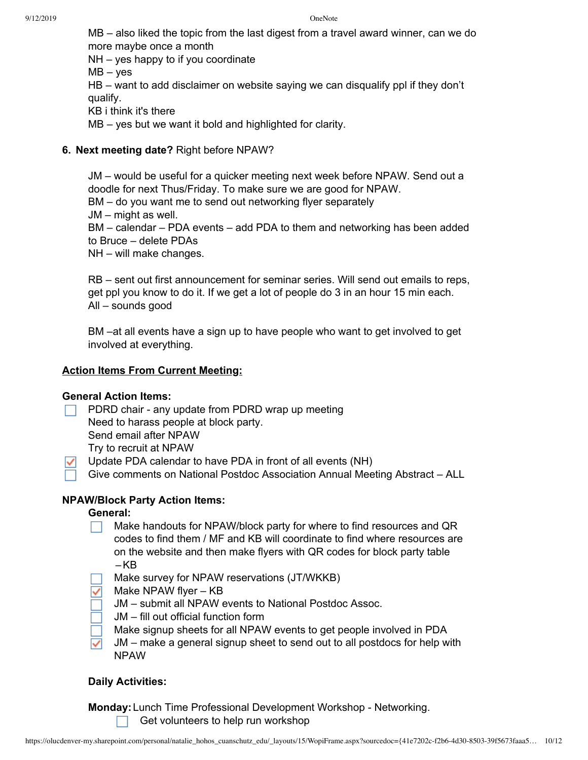MB – also liked the topic from the last digest from a travel award winner, can we do more maybe once a month
NH – yes happy to if you coordinate
MB – yes
HB – want to add disclaimer on website saying we can disqualify ppl if they don't qualify.
KB i think it's there
MB – yes but we want it bold and highlighted for clarity.

6. **Next meeting date?** Right before NPAW?

JM – would be useful for a quicker meeting next week before NPAW. Send out a doodle for next Thus/Friday. To make sure we are good for NPAW.
BM – do you want me to send out networking flyer separately
JM – might as well.
BM – calendar – PDA events – add PDA to them and networking has been added to Bruce – delete PDAs
NH – will make changes.

RB – sent out first announcement for seminar series. Will send out emails to reps, get ppl you know to do it. If we get a lot of people do 3 in an hour 15 min each.
All – sounds good

BM –at all events have a sign up to have people who want to get involved to get involved at everything.

**Action Items From Current Meeting:**

**General Action Items:**

- [ ] PDRD chair - any update from PDRD wrap up meeting
  Need to harass people at block party.
  Send email after NPAW
  Try to recruit at NPAW
- [x] Update PDA calendar to have PDA in front of all events (NH)
- [ ] Give comments on National Postdoc Association Annual Meeting Abstract – ALL

**NPAW/Block Party Action Items:**

**General:**

- [ ] Make handouts for NPAW/block party for where to find resources and QR codes to find them / MF and KB will coordinate to find where resources are on the website and then make flyers with QR codes for block party table – KB
- [ ] Make survey for NPAW reservations (JT/WKKB)
- [x] Make NPAW flyer – KB
- [ ] JM – submit all NPAW events to National Postdoc Assoc.
- [ ] JM – fill out official function form
- [ ] Make signup sheets for all NPAW events to get people involved in PDA
- [x] JM – make a general signup sheet to send out to all postdocs for help with NPAW

**Daily Activities:**

**Monday:** Lunch Time Professional Development Workshop - Networking.

- [ ] Get volunteers to help run workshop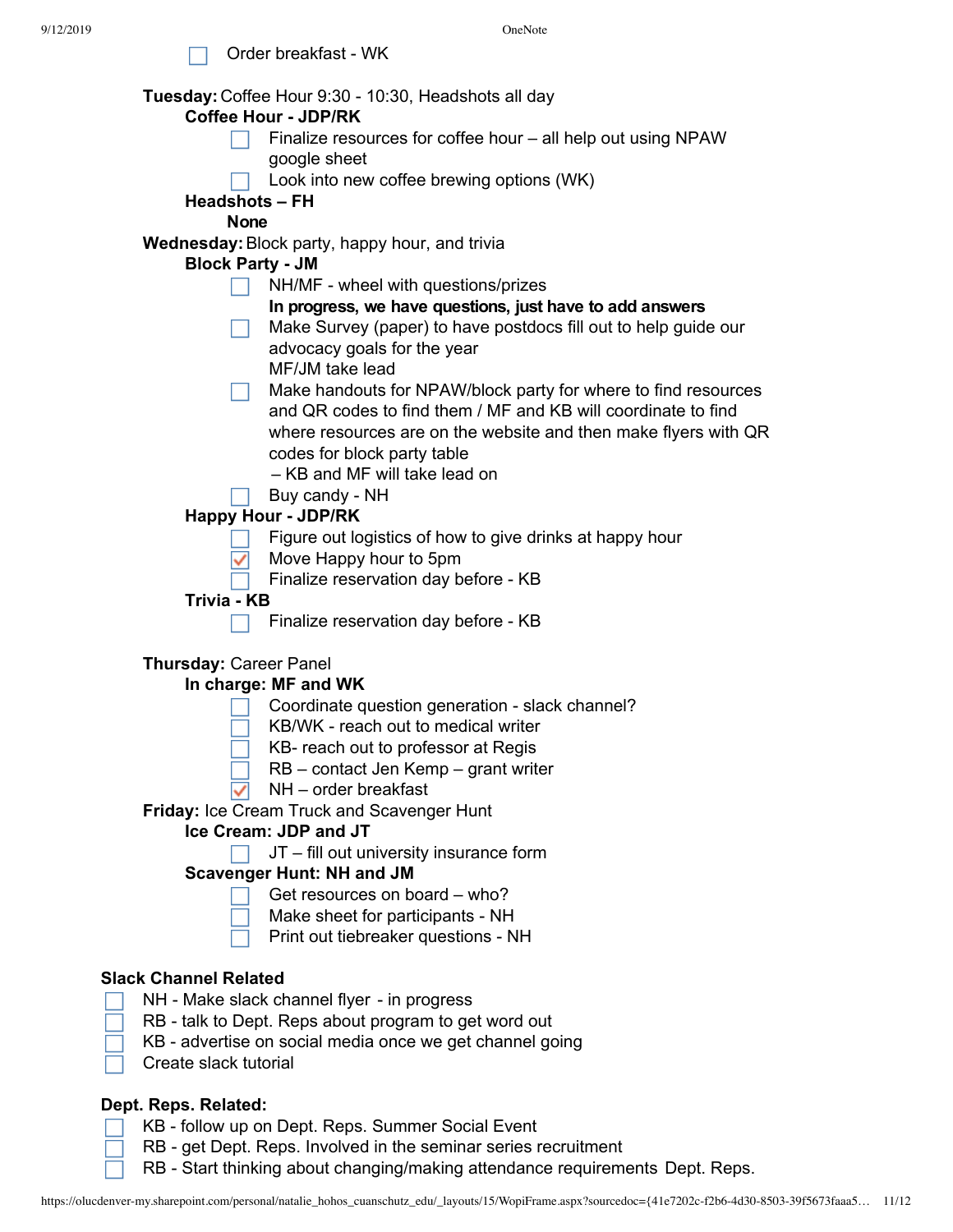- [ ] Order breakfast - WK

**Tuesday:** Coffee Hour 9:30 - 10:30, Headshots all day

- **Coffee Hour - JDP/RK**
  - [ ] Finalize resources for coffee hour – all help out using NPAW google sheet
  - [ ] Look into new coffee brewing options (WK)
- **Headshots – FH**
  - **None**

**Wednesday:** Block party, happy hour, and trivia

- **Block Party - JM**
  - [ ] NH/MF - wheel with questions/prizes
    **In progress, we have questions, just have to add answers**
  - [ ] Make Survey (paper) to have postdocs fill out to help guide our advocacy goals for the year
    MF/JM take lead
  - [ ] Make handouts for NPAW/block party for where to find resources and QR codes to find them / MF and KB will coordinate to find where resources are on the website and then make flyers with QR codes for block party table
    – KB and MF will take lead on
  - [ ] Buy candy - NH
- **Happy Hour - JDP/RK**
  - [ ] Figure out logistics of how to give drinks at happy hour
  - [x] Move Happy hour to 5pm
  - [ ] Finalize reservation day before - KB
- **Trivia - KB**
  - [ ] Finalize reservation day before - KB

**Thursday:** Career Panel

- **In charge: MF and WK**
  - [ ] Coordinate question generation - slack channel?
  - [ ] KB/WK - reach out to medical writer
  - [ ] KB- reach out to professor at Regis
  - [ ] RB – contact Jen Kemp – grant writer
  - [x] NH – order breakfast

**Friday:** Ice Cream Truck and Scavenger Hunt

- **Ice Cream: JDP and JT**
  - [ ] JT – fill out university insurance form
- **Scavenger Hunt: NH and JM**
  - [ ] Get resources on board – who?
  - [ ] Make sheet for participants - NH
  - [ ] Print out tiebreaker questions - NH

**Slack Channel Related**

- [ ] NH - Make slack channel flyer - in progress
- [ ] RB - talk to Dept. Reps about program to get word out
- [ ] KB - advertise on social media once we get channel going
- [ ] Create slack tutorial

**Dept. Reps. Related:**

- [ ] KB - follow up on Dept. Reps. Summer Social Event
- [ ] RB - get Dept. Reps. Involved in the seminar series recruitment
- [ ] RB - Start thinking about changing/making attendance requirements Dept. Reps.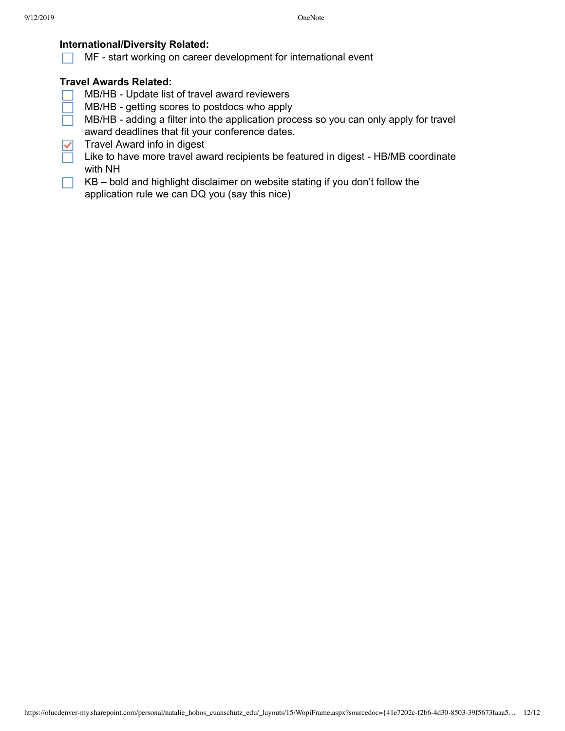**International/Diversity Related:**

- [ ] MF - start working on career development for international event

**Travel Awards Related:**

- [ ] MB/HB - Update list of travel award reviewers
- [ ] MB/HB - getting scores to postdocs who apply
- [ ] MB/HB - adding a filter into the application process so you can only apply for travel award deadlines that fit your conference dates.
- [x] Travel Award info in digest
- [ ] Like to have more travel award recipients be featured in digest - HB/MB coordinate with NH
- [ ] KB – bold and highlight disclaimer on website stating if you don't follow the application rule we can DQ you (say this nice)